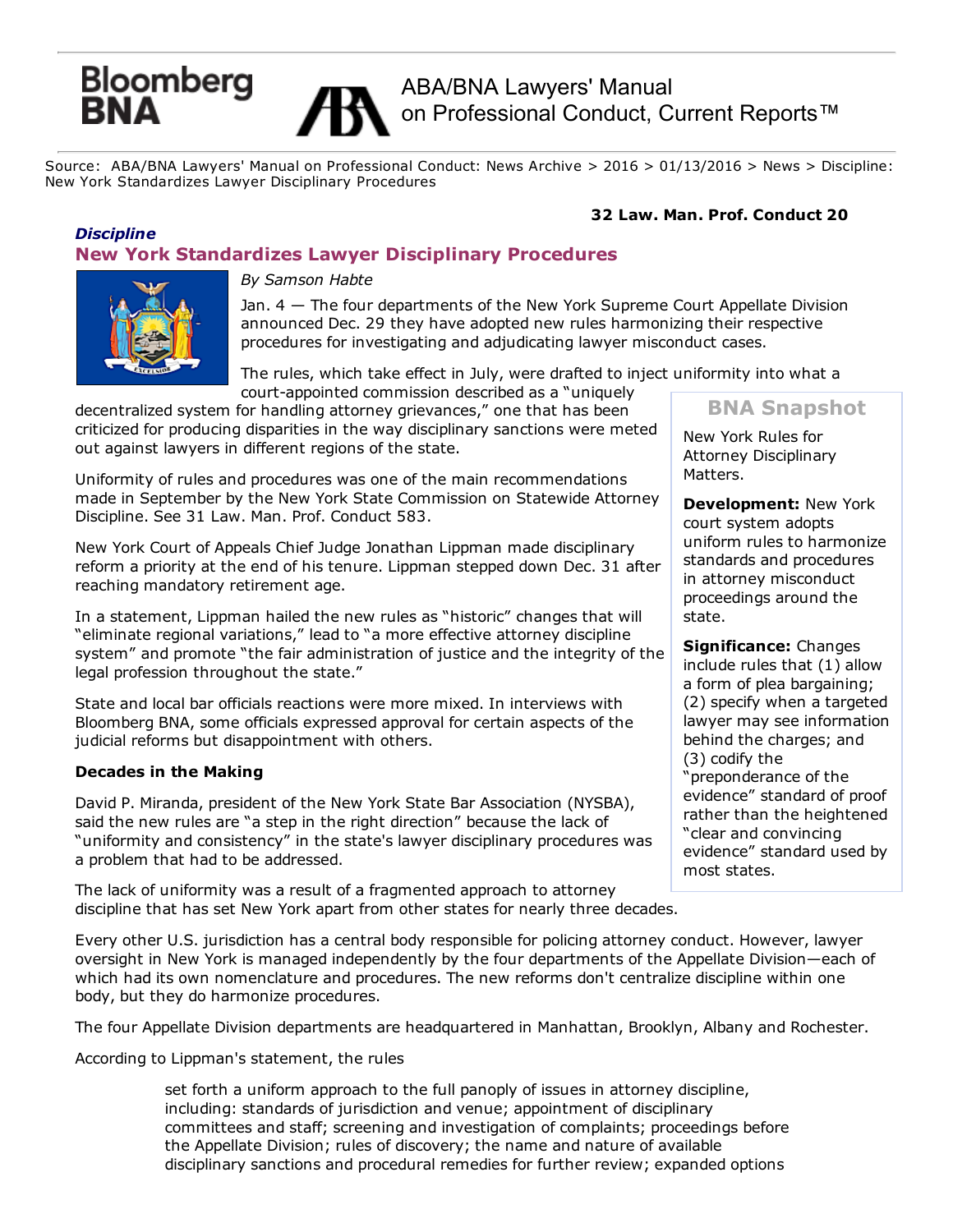Bloomberg BNA

ABA/BNA Lawyers' Manual on Professional Conduct, Current Reports™

Source: ABA/BNA Lawyers' Manual on Professional Conduct: News Archive > 2016 > 01/13/2016 > News > Discipline: New York Standardizes Lawyer Disciplinary Procedures

**32 Law. Man. Prof. Conduct 20**

***Discipline***

## New York Standardizes Lawyer Disciplinary Procedures

*By Samson Habte*

Jan. 4 — The four departments of the New York Supreme Court Appellate Division announced Dec. 29 they have adopted new rules harmonizing their respective procedures for investigating and adjudicating lawyer misconduct cases.

The rules, which take effect in July, were drafted to inject uniformity into what a court-appointed commission described as a "uniquely decentralized system for handling attorney grievances," one that has been criticized for producing disparities in the way disciplinary sanctions were meted out against lawyers in different regions of the state.

Uniformity of rules and procedures was one of the main recommendations made in September by the New York State Commission on Statewide Attorney Discipline. See 31 Law. Man. Prof. Conduct 583.

New York Court of Appeals Chief Judge Jonathan Lippman made disciplinary reform a priority at the end of his tenure. Lippman stepped down Dec. 31 after reaching mandatory retirement age.

In a statement, Lippman hailed the new rules as "historic" changes that will "eliminate regional variations," lead to "a more effective attorney discipline system" and promote "the fair administration of justice and the integrity of the legal profession throughout the state."

State and local bar officials reactions were more mixed. In interviews with Bloomberg BNA, some officials expressed approval for certain aspects of the judicial reforms but disappointment with others.

> **BNA Snapshot**
>
> New York Rules for Attorney Disciplinary Matters.
>
> **Development:** New York court system adopts uniform rules to harmonize standards and procedures in attorney misconduct proceedings around the state.
>
> **Significance:** Changes include rules that (1) allow a form of plea bargaining; (2) specify when a targeted lawyer may see information behind the charges; and (3) codify the "preponderance of the evidence" standard of proof rather than the heightened "clear and convincing evidence" standard used by most states.

**Decades in the Making**

David P. Miranda, president of the New York State Bar Association (NYSBA), said the new rules are "a step in the right direction" because the lack of "uniformity and consistency" in the state's lawyer disciplinary procedures was a problem that had to be addressed.

The lack of uniformity was a result of a fragmented approach to attorney discipline that has set New York apart from other states for nearly three decades.

Every other U.S. jurisdiction has a central body responsible for policing attorney conduct. However, lawyer oversight in New York is managed independently by the four departments of the Appellate Division—each of which had its own nomenclature and procedures. The new reforms don't centralize discipline within one body, but they do harmonize procedures.

The four Appellate Division departments are headquartered in Manhattan, Brooklyn, Albany and Rochester.

According to Lippman's statement, the rules

> set forth a uniform approach to the full panoply of issues in attorney discipline, including: standards of jurisdiction and venue; appointment of disciplinary committees and staff; screening and investigation of complaints; proceedings before the Appellate Division; rules of discovery; the name and nature of available disciplinary sanctions and procedural remedies for further review; expanded options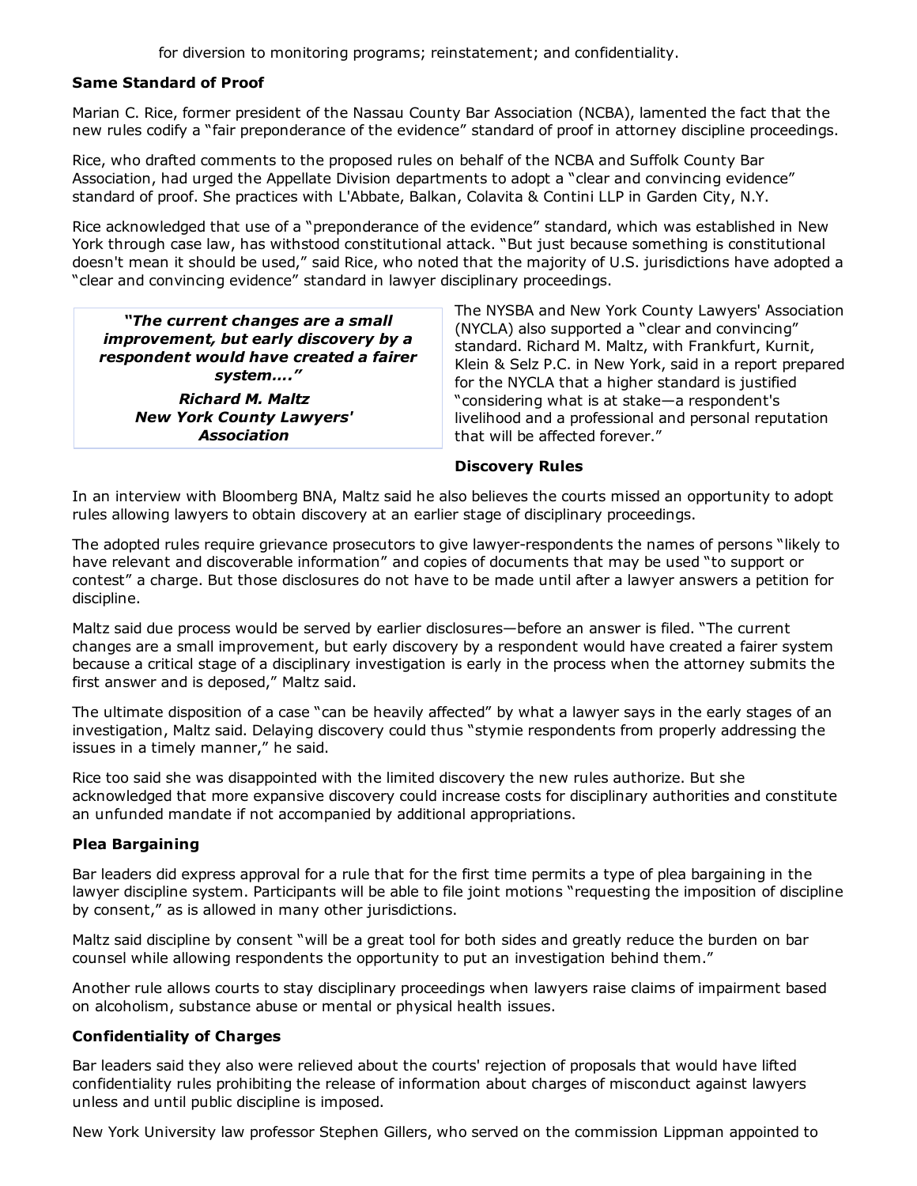for diversion to monitoring programs; reinstatement; and confidentiality.

**Same Standard of Proof**

Marian C. Rice, former president of the Nassau County Bar Association (NCBA), lamented the fact that the new rules codify a “fair preponderance of the evidence” standard of proof in attorney discipline proceedings.

Rice, who drafted comments to the proposed rules on behalf of the NCBA and Suffolk County Bar Association, had urged the Appellate Division departments to adopt a “clear and convincing evidence” standard of proof. She practices with L'Abbate, Balkan, Colavita & Contini LLP in Garden City, N.Y.

Rice acknowledged that use of a “preponderance of the evidence” standard, which was established in New York through case law, has withstood constitutional attack. “But just because something is constitutional doesn't mean it should be used,” said Rice, who noted that the majority of U.S. jurisdictions have adopted a “clear and convincing evidence” standard in lawyer disciplinary proceedings.

> ***“The current changes are a small improvement, but early discovery by a respondent would have created a fairer system....”***
>
> ***Richard M. Maltz***
> ***New York County Lawyers' Association***

The NYSBA and New York County Lawyers' Association (NYCLA) also supported a “clear and convincing” standard. Richard M. Maltz, with Frankfurt, Kurnit, Klein & Selz P.C. in New York, said in a report prepared for the NYCLA that a higher standard is justified “considering what is at stake—a respondent's livelihood and a professional and personal reputation that will be affected forever.”

**Discovery Rules**

In an interview with Bloomberg BNA, Maltz said he also believes the courts missed an opportunity to adopt rules allowing lawyers to obtain discovery at an earlier stage of disciplinary proceedings.

The adopted rules require grievance prosecutors to give lawyer-respondents the names of persons “likely to have relevant and discoverable information” and copies of documents that may be used “to support or contest” a charge. But those disclosures do not have to be made until after a lawyer answers a petition for discipline.

Maltz said due process would be served by earlier disclosures—before an answer is filed. “The current changes are a small improvement, but early discovery by a respondent would have created a fairer system because a critical stage of a disciplinary investigation is early in the process when the attorney submits the first answer and is deposed,” Maltz said.

The ultimate disposition of a case “can be heavily affected” by what a lawyer says in the early stages of an investigation, Maltz said. Delaying discovery could thus “stymie respondents from properly addressing the issues in a timely manner,” he said.

Rice too said she was disappointed with the limited discovery the new rules authorize. But she acknowledged that more expansive discovery could increase costs for disciplinary authorities and constitute an unfunded mandate if not accompanied by additional appropriations.

**Plea Bargaining**

Bar leaders did express approval for a rule that for the first time permits a type of plea bargaining in the lawyer discipline system. Participants will be able to file joint motions “requesting the imposition of discipline by consent,” as is allowed in many other jurisdictions.

Maltz said discipline by consent “will be a great tool for both sides and greatly reduce the burden on bar counsel while allowing respondents the opportunity to put an investigation behind them.”

Another rule allows courts to stay disciplinary proceedings when lawyers raise claims of impairment based on alcoholism, substance abuse or mental or physical health issues.

**Confidentiality of Charges**

Bar leaders said they also were relieved about the courts' rejection of proposals that would have lifted confidentiality rules prohibiting the release of information about charges of misconduct against lawyers unless and until public discipline is imposed.

New York University law professor Stephen Gillers, who served on the commission Lippman appointed to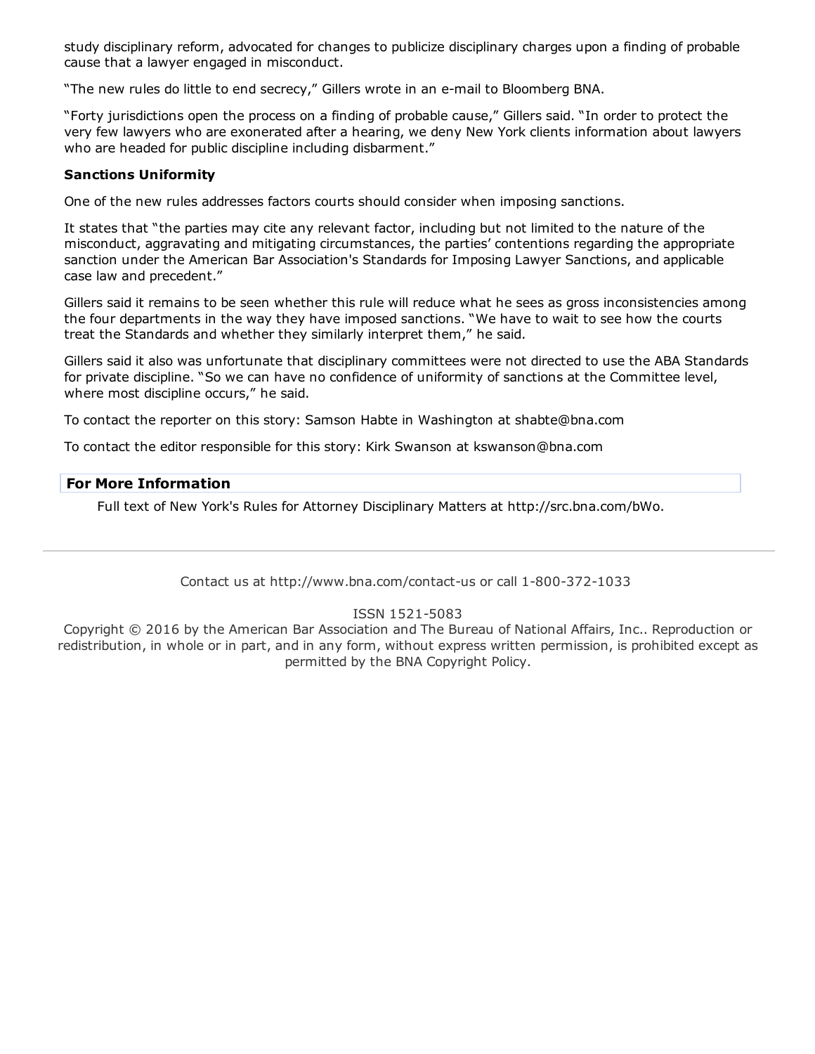study disciplinary reform, advocated for changes to publicize disciplinary charges upon a finding of probable cause that a lawyer engaged in misconduct.

"The new rules do little to end secrecy," Gillers wrote in an e-mail to Bloomberg BNA.

"Forty jurisdictions open the process on a finding of probable cause," Gillers said. "In order to protect the very few lawyers who are exonerated after a hearing, we deny New York clients information about lawyers who are headed for public discipline including disbarment."

**Sanctions Uniformity**

One of the new rules addresses factors courts should consider when imposing sanctions.

It states that "the parties may cite any relevant factor, including but not limited to the nature of the misconduct, aggravating and mitigating circumstances, the parties' contentions regarding the appropriate sanction under the American Bar Association's Standards for Imposing Lawyer Sanctions, and applicable case law and precedent."

Gillers said it remains to be seen whether this rule will reduce what he sees as gross inconsistencies among the four departments in the way they have imposed sanctions. "We have to wait to see how the courts treat the Standards and whether they similarly interpret them," he said.

Gillers said it also was unfortunate that disciplinary committees were not directed to use the ABA Standards for private discipline. "So we can have no confidence of uniformity of sanctions at the Committee level, where most discipline occurs," he said.

To contact the reporter on this story: Samson Habte in Washington at shabte@bna.com

To contact the editor responsible for this story: Kirk Swanson at kswanson@bna.com

**For More Information**

Full text of New York's Rules for Attorney Disciplinary Matters at http://src.bna.com/bWo.

---

Contact us at http://www.bna.com/contact-us or call 1-800-372-1033

ISSN 1521-5083

Copyright © 2016 by the American Bar Association and The Bureau of National Affairs, Inc.. Reproduction or redistribution, in whole or in part, and in any form, without express written permission, is prohibited except as permitted by the BNA Copyright Policy.